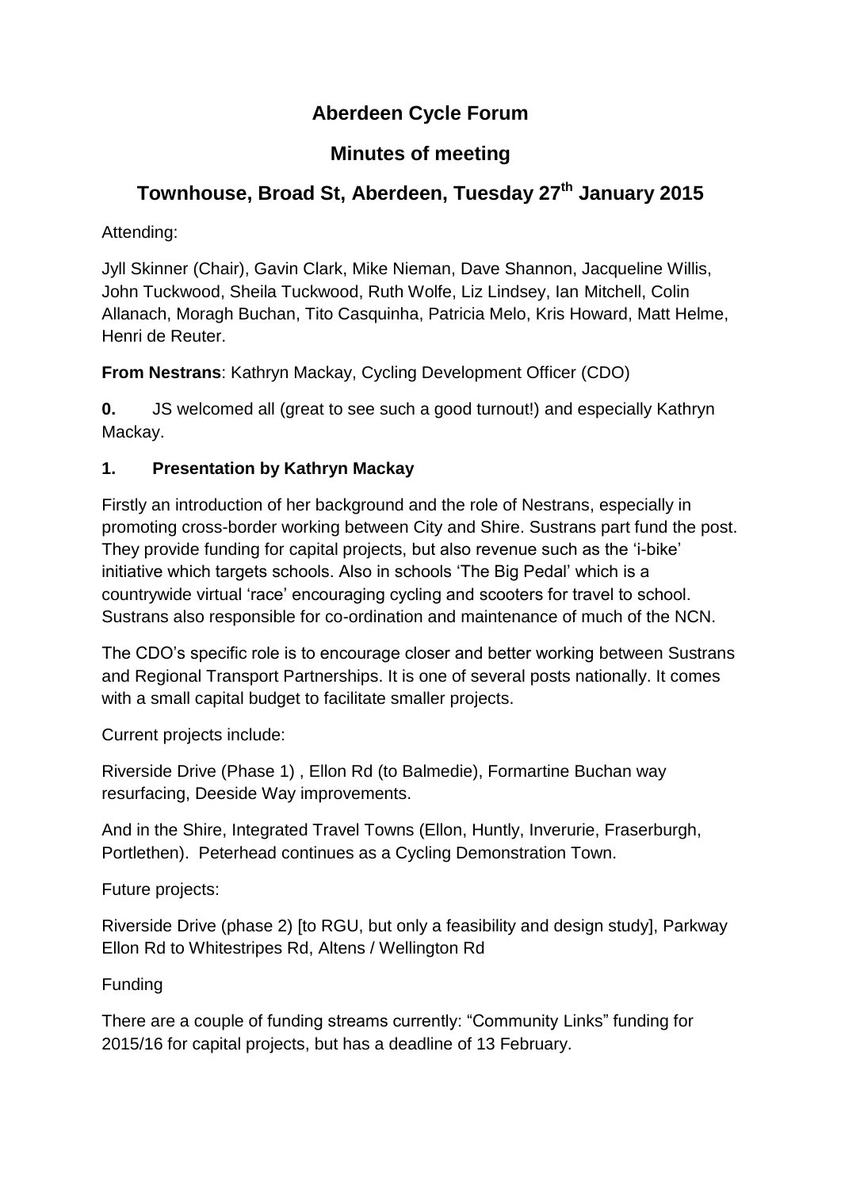# Aberdeen Cycle Forum

## Minutes of meeting

## Townhouse, Broad St, Aberdeen, Tuesday 27th January 2015

Attending:

Jyll Skinner (Chair), Gavin Clark, Mike Nieman, Dave Shannon, Jacqueline Willis, John Tuckwood, Sheila Tuckwood, Ruth Wolfe, Liz Lindsey, Ian Mitchell, Colin Allanach, Moragh Buchan, Tito Casquinha, Patricia Melo, Kris Howard, Matt Helme, Henri de Reuter.

**From Nestrans**: Kathryn Mackay, Cycling Development Officer (CDO)

**0.** JS welcomed all (great to see such a good turnout!) and especially Kathryn Mackay.

### 1. Presentation by Kathryn Mackay

Firstly an introduction of her background and the role of Nestrans, especially in promoting cross-border working between City and Shire. Sustrans part fund the post. They provide funding for capital projects, but also revenue such as the 'i-bike' initiative which targets schools. Also in schools 'The Big Pedal' which is a countrywide virtual 'race' encouraging cycling and scooters for travel to school. Sustrans also responsible for co-ordination and maintenance of much of the NCN.

The CDO's specific role is to encourage closer and better working between Sustrans and Regional Transport Partnerships. It is one of several posts nationally. It comes with a small capital budget to facilitate smaller projects.

Current projects include:

Riverside Drive (Phase 1) , Ellon Rd (to Balmedie), Formartine Buchan way resurfacing, Deeside Way improvements.

And in the Shire, Integrated Travel Towns (Ellon, Huntly, Inverurie, Fraserburgh, Portlethen). Peterhead continues as a Cycling Demonstration Town.

Future projects:

Riverside Drive (phase 2) [to RGU, but only a feasibility and design study], Parkway Ellon Rd to Whitestripes Rd, Altens / Wellington Rd

Funding

There are a couple of funding streams currently: "Community Links" funding for 2015/16 for capital projects, but has a deadline of 13 February.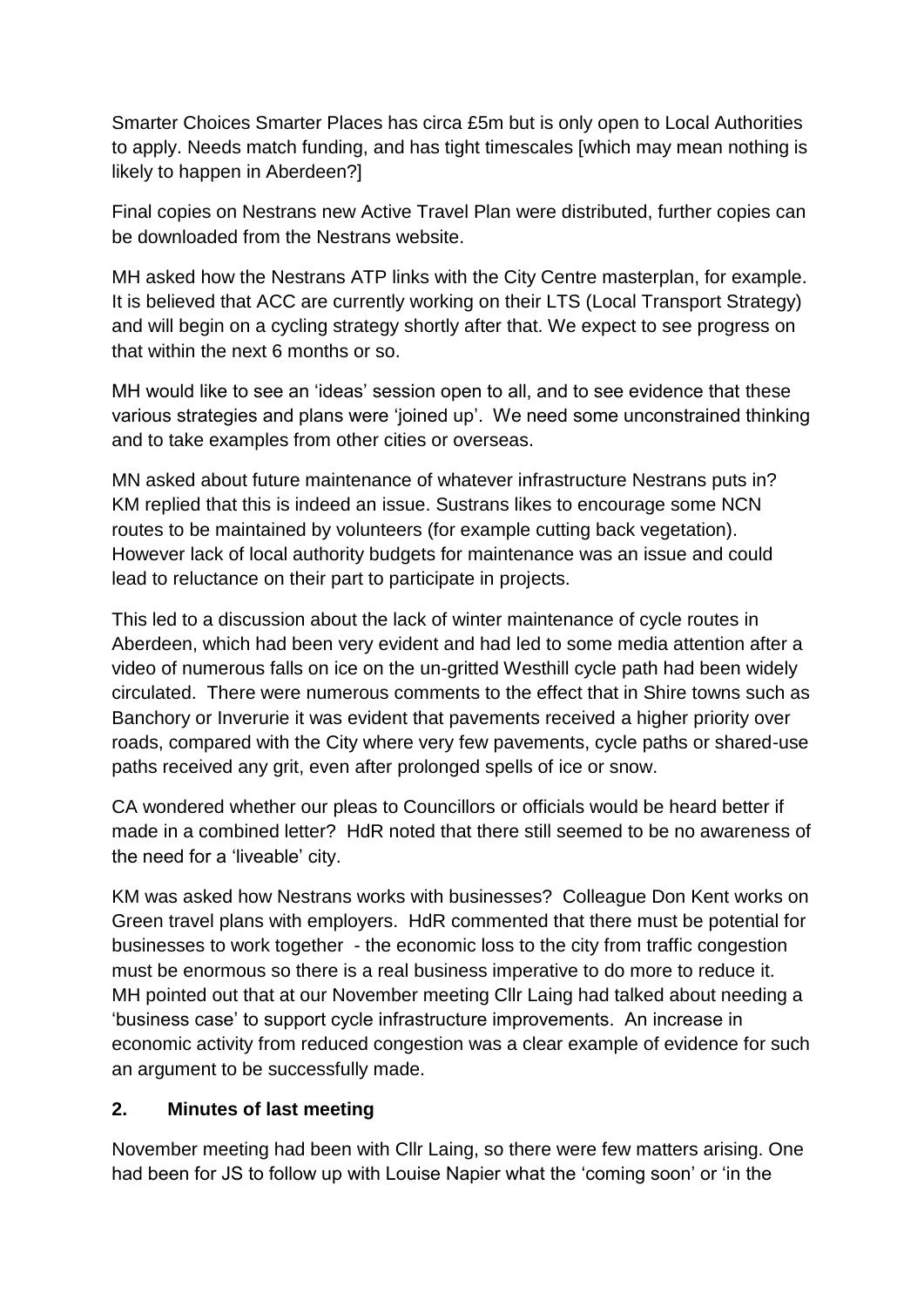Smarter Choices Smarter Places has circa £5m but is only open to Local Authorities to apply. Needs match funding, and has tight timescales [which may mean nothing is likely to happen in Aberdeen?]

Final copies on Nestrans new Active Travel Plan were distributed, further copies can be downloaded from the Nestrans website.

MH asked how the Nestrans ATP links with the City Centre masterplan, for example. It is believed that ACC are currently working on their LTS (Local Transport Strategy) and will begin on a cycling strategy shortly after that. We expect to see progress on that within the next 6 months or so.

MH would like to see an 'ideas' session open to all, and to see evidence that these various strategies and plans were 'joined up'. We need some unconstrained thinking and to take examples from other cities or overseas.

MN asked about future maintenance of whatever infrastructure Nestrans puts in? KM replied that this is indeed an issue. Sustrans likes to encourage some NCN routes to be maintained by volunteers (for example cutting back vegetation). However lack of local authority budgets for maintenance was an issue and could lead to reluctance on their part to participate in projects.

This led to a discussion about the lack of winter maintenance of cycle routes in Aberdeen, which had been very evident and had led to some media attention after a video of numerous falls on ice on the un-gritted Westhill cycle path had been widely circulated. There were numerous comments to the effect that in Shire towns such as Banchory or Inverurie it was evident that pavements received a higher priority over roads, compared with the City where very few pavements, cycle paths or shared-use paths received any grit, even after prolonged spells of ice or snow.

CA wondered whether our pleas to Councillors or officials would be heard better if made in a combined letter? HdR noted that there still seemed to be no awareness of the need for a 'liveable' city.

KM was asked how Nestrans works with businesses? Colleague Don Kent works on Green travel plans with employers. HdR commented that there must be potential for businesses to work together - the economic loss to the city from traffic congestion must be enormous so there is a real business imperative to do more to reduce it. MH pointed out that at our November meeting Cllr Laing had talked about needing a 'business case' to support cycle infrastructure improvements. An increase in economic activity from reduced congestion was a clear example of evidence for such an argument to be successfully made.

## 2. Minutes of last meeting

November meeting had been with Cllr Laing, so there were few matters arising. One had been for JS to follow up with Louise Napier what the 'coming soon' or 'in the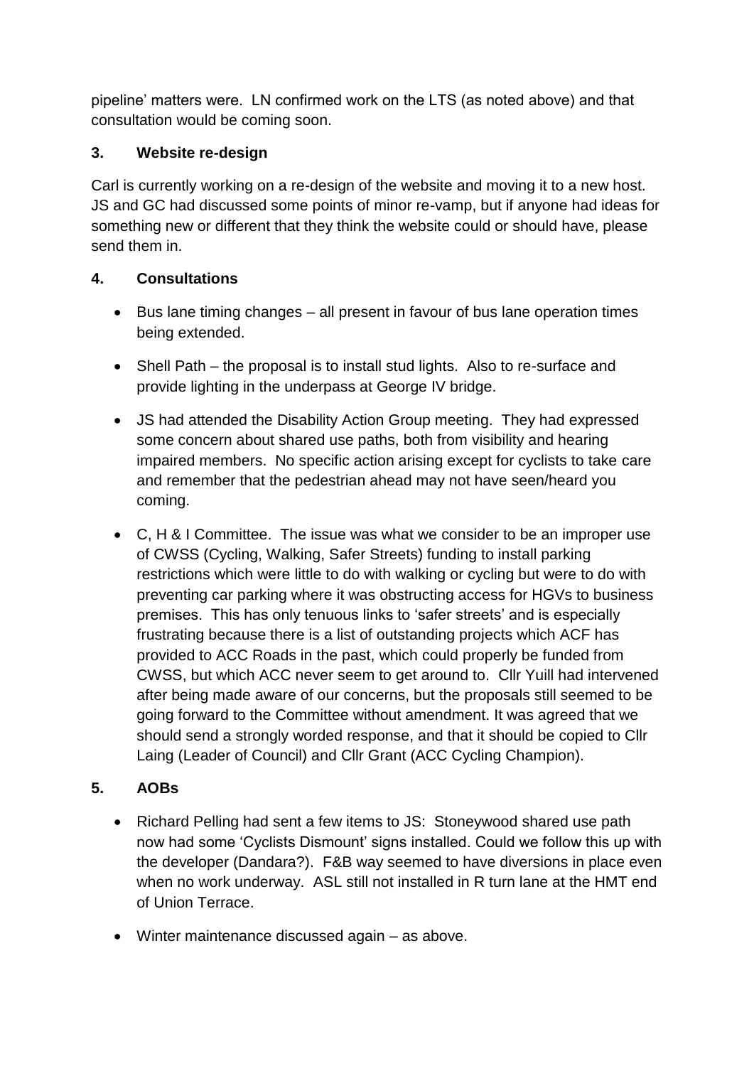pipeline' matters were. LN confirmed work on the LTS (as noted above) and that consultation would be coming soon.

## 3. Website re-design

Carl is currently working on a re-design of the website and moving it to a new host. JS and GC had discussed some points of minor re-vamp, but if anyone had ideas for something new or different that they think the website could or should have, please send them in.

## 4. Consultations

- Bus lane timing changes – all present in favour of bus lane operation times being extended.
- Shell Path – the proposal is to install stud lights. Also to re-surface and provide lighting in the underpass at George IV bridge.
- JS had attended the Disability Action Group meeting. They had expressed some concern about shared use paths, both from visibility and hearing impaired members. No specific action arising except for cyclists to take care and remember that the pedestrian ahead may not have seen/heard you coming.
- C, H & I Committee. The issue was what we consider to be an improper use of CWSS (Cycling, Walking, Safer Streets) funding to install parking restrictions which were little to do with walking or cycling but were to do with preventing car parking where it was obstructing access for HGVs to business premises. This has only tenuous links to 'safer streets' and is especially frustrating because there is a list of outstanding projects which ACF has provided to ACC Roads in the past, which could properly be funded from CWSS, but which ACC never seem to get around to. Cllr Yuill had intervened after being made aware of our concerns, but the proposals still seemed to be going forward to the Committee without amendment. It was agreed that we should send a strongly worded response, and that it should be copied to Cllr Laing (Leader of Council) and Cllr Grant (ACC Cycling Champion).

## 5. AOBs

- Richard Pelling had sent a few items to JS: Stoneywood shared use path now had some 'Cyclists Dismount' signs installed. Could we follow this up with the developer (Dandara?). F&B way seemed to have diversions in place even when no work underway. ASL still not installed in R turn lane at the HMT end of Union Terrace.
- Winter maintenance discussed again – as above.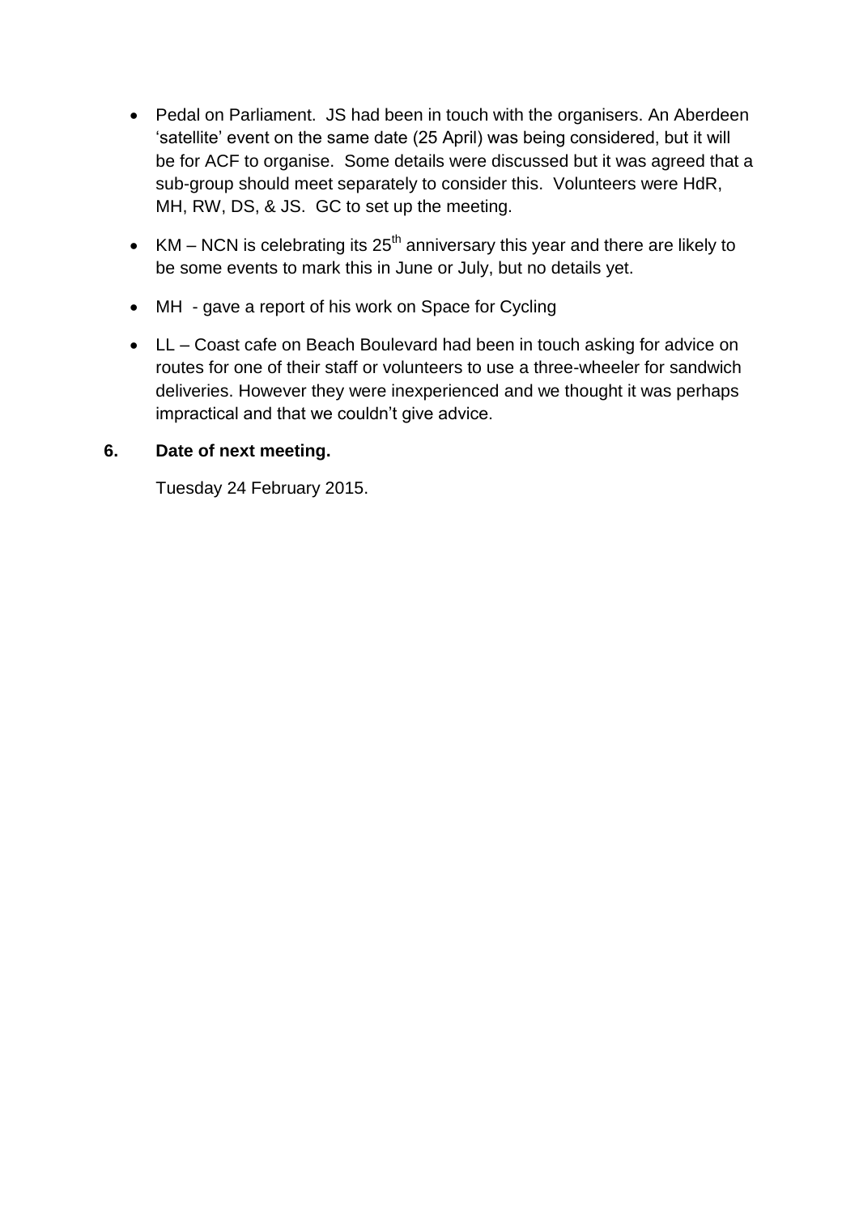- Pedal on Parliament. JS had been in touch with the organisers. An Aberdeen 'satellite' event on the same date (25 April) was being considered, but it will be for ACF to organise. Some details were discussed but it was agreed that a sub-group should meet separately to consider this. Volunteers were HdR, MH, RW, DS, & JS. GC to set up the meeting.

- KM – NCN is celebrating its 25th anniversary this year and there are likely to be some events to mark this in June or July, but no details yet.

- MH - gave a report of his work on Space for Cycling

- LL – Coast cafe on Beach Boulevard had been in touch asking for advice on routes for one of their staff or volunteers to use a three-wheeler for sandwich deliveries. However they were inexperienced and we thought it was perhaps impractical and that we couldn't give advice.

**6. Date of next meeting.**

Tuesday 24 February 2015.